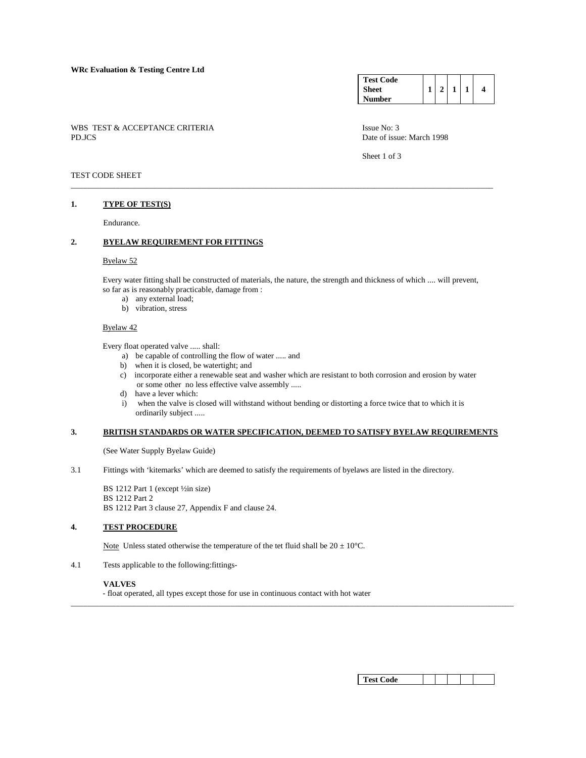**WRc Evaluation & Testing Centre Ltd**

| **Test Code Sheet Number** | **1** | **2** | **1** | **1** | **4** |
|---|---|---|---|---|---|

WBS TEST & ACCEPTANCE CRITERIA
PD.JCS

Issue No: 3
Date of issue: March 1998

TEST CODE SHEET

## 1. TYPE OF TEST(S)

Endurance.

## 2. BYELAW REQUIREMENT FOR FITTINGS

Byelaw 52

Every water fitting shall be constructed of materials, the nature, the strength and thickness of which .... will prevent, so far as is reasonably practicable, damage from :

a) any external load;
b) vibration, stress

Byelaw 42

Every float operated valve ..... shall:

a) be capable of controlling the flow of water ..... and
b) when it is closed, be watertight; and
c) incorporate either a renewable seat and washer which are resistant to both corrosion and erosion by water or some other no less effective valve assembly .....
d) have a lever which:
i) when the valve is closed will withstand without bending or distorting a force twice that to which it is ordinarily subject .....

## 3. BRITISH STANDARDS OR WATER SPECIFICATION, DEEMED TO SATISFY BYELAW REQUIREMENTS

(See Water Supply Byelaw Guide)

3.1 Fittings with 'kitemarks' which are deemed to satisfy the requirements of byelaws are listed in the directory.

BS 1212 Part 1 (except ½in size)
BS 1212 Part 2
BS 1212 Part 3 clause 27, Appendix F and clause 24.

## 4. TEST PROCEDURE

Note Unless stated otherwise the temperature of the tet fluid shall be 20 ± 10°C.

4.1 Tests applicable to the following:fittings-

**VALVES**
- float operated, all types except those for use in continuous contact with hot water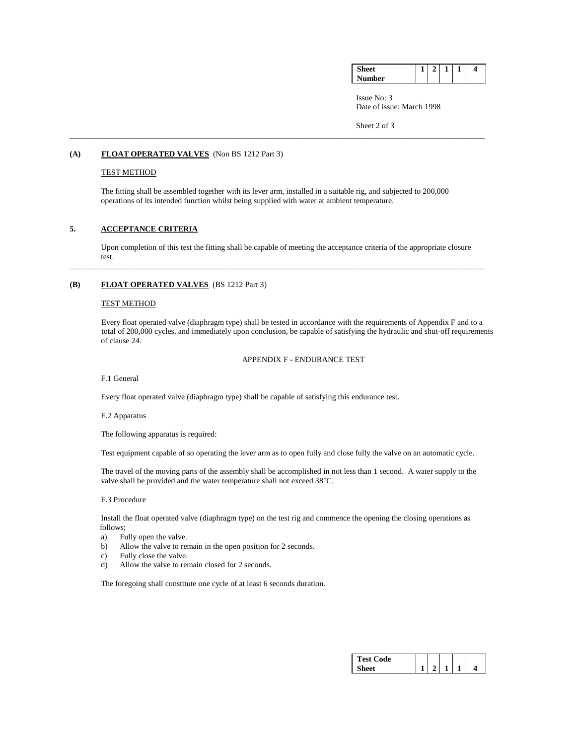**(A) FLOAT OPERATED VALVES** (Non BS 1212 Part 3)

TEST METHOD

The fitting shall be assembled together with its lever arm, installed in a suitable rig, and subjected to 200,000 operations of its intended function whilst being supplied with water at ambient temperature.

## 5. ACCEPTANCE CRITERIA

Upon completion of this test the fitting shall be capable of meeting the acceptance criteria of the appropriate closure test.

---

**(B) FLOAT OPERATED VALVES** (BS 1212 Part 3)

TEST METHOD

Every float operated valve (diaphragm type) shall be tested in accordance with the requirements of Appendix F and to a total of 200,000 cycles, and immediately upon conclusion, be capable of satisfying the hydraulic and shut-off requirements of clause 24.

APPENDIX F - ENDURANCE TEST

F.1 General

Every float operated valve (diaphragm type) shall be capable of satisfying this endurance test.

F.2 Apparatus

The following apparatus is required:

Test equipment capable of so operating the lever arm as to open fully and close fully the valve on an automatic cycle.

The travel of the moving parts of the assembly shall be accomplished in not less than 1 second. A water supply to the valve shall be provided and the water temperature shall not exceed 38°C.

F.3 Procedure

Install the float operated valve (diaphragm type) on the test rig and commence the opening the closing operations as follows;

a) Fully open the valve.
b) Allow the valve to remain in the open position for 2 seconds.
c) Fully close the valve.
d) Allow the valve to remain closed for 2 seconds.

The foregoing shall constitute one cycle of at least 6 seconds duration.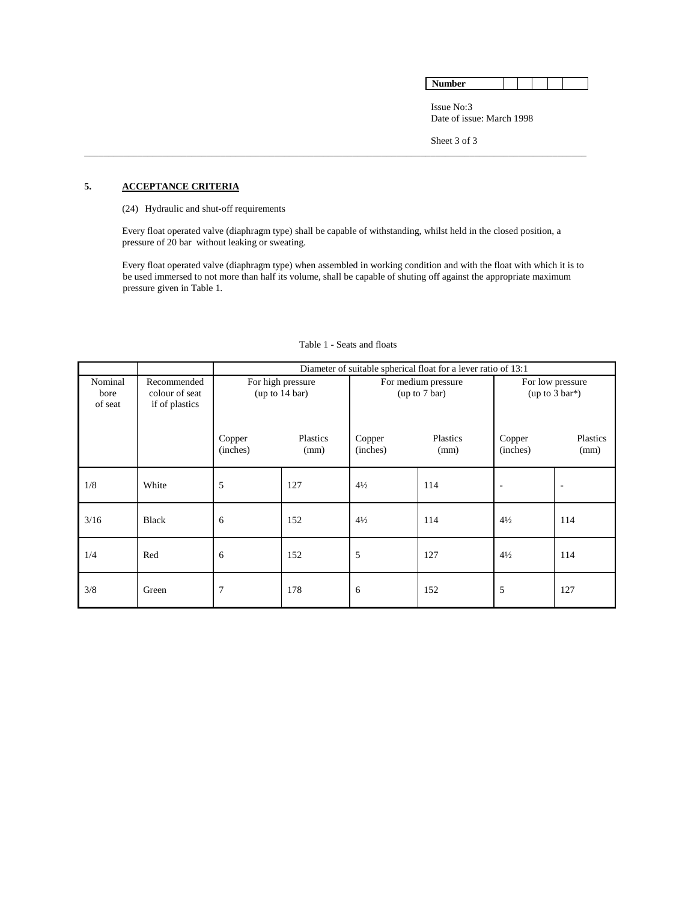## 5. ACCEPTANCE CRITERIA

(24) Hydraulic and shut-off requirements

Every float operated valve (diaphragm type) shall be capable of withstanding, whilst held in the closed position, a pressure of 20 bar without leaking or sweating.

Every float operated valve (diaphragm type) when assembled in working condition and with the float with which it is to be used immersed to not more than half its volume, shall be capable of shuting off against the appropriate maximum pressure given in Table 1.

Table 1 - Seats and floats

| | | Diameter of suitable spherical float for a lever ratio of 13:1 | | | | | |
|---|---|---|---|---|---|---|---|
| Nominal bore of seat | Recommended colour of seat if of plastics | For high pressure (up to 14 bar) | | For medium pressure (up to 7 bar) | | For low pressure (up to 3 bar*) | |
| | | Copper (inches) | Plastics (mm) | Copper (inches) | Plastics (mm) | Copper (inches) | Plastics (mm) |
| 1/8 | White | 5 | 127 | 4½ | 114 | - | - |
| 3/16 | Black | 6 | 152 | 4½ | 114 | 4½ | 114 |
| 1/4 | Red | 6 | 152 | 5 | 127 | 4½ | 114 |
| 3/8 | Green | 7 | 178 | 6 | 152 | 5 | 127 |